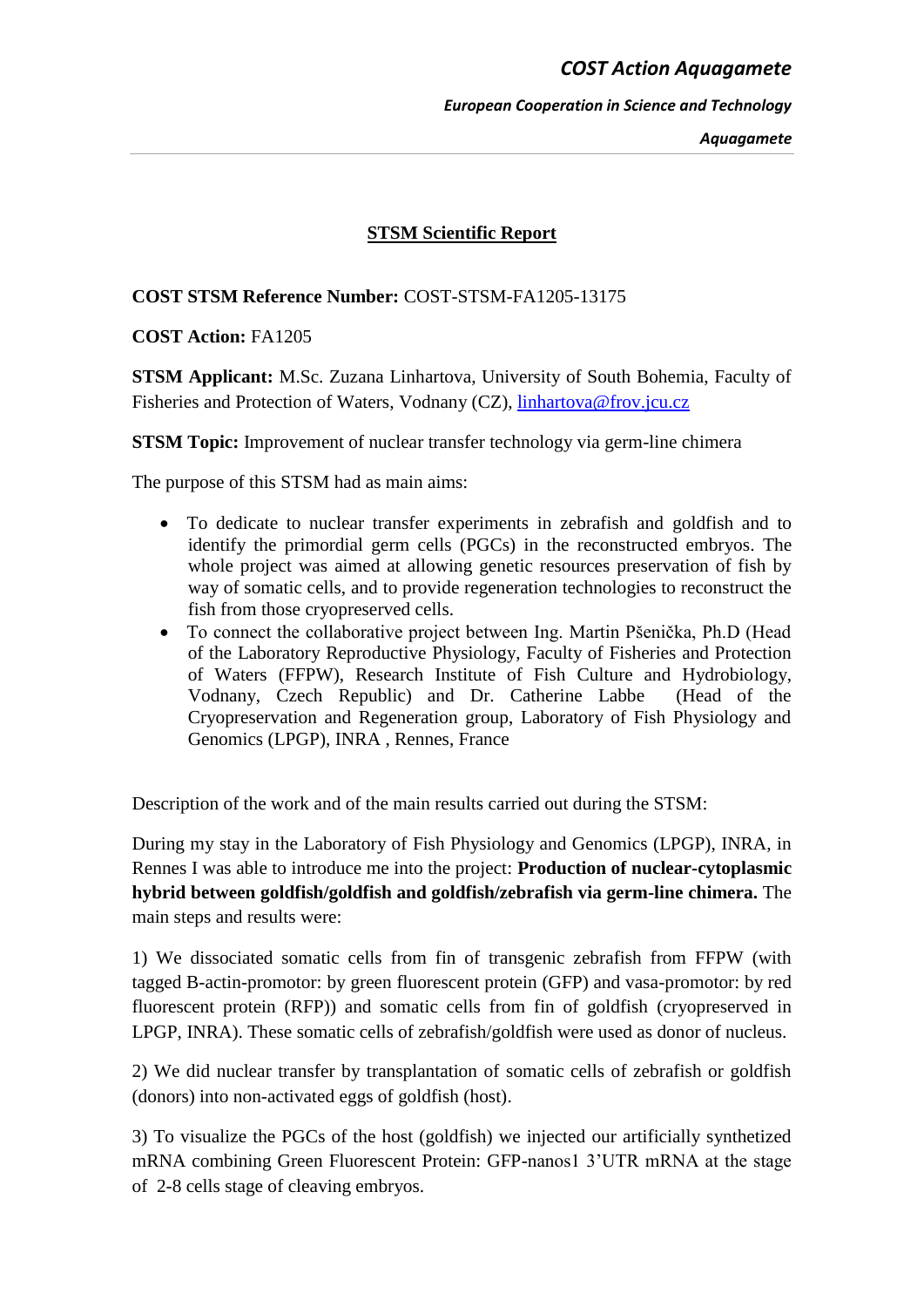## STSM Scientific Report

**COST STSM Reference Number:** COST-STSM-FA1205-13175

**COST Action:** FA1205

**STSM Applicant:** M.Sc. Zuzana Linhartova, University of South Bohemia, Faculty of Fisheries and Protection of Waters, Vodnany (CZ), linhartova@frov.jcu.cz

**STSM Topic:** Improvement of nuclear transfer technology via germ-line chimera

The purpose of this STSM had as main aims:

- To dedicate to nuclear transfer experiments in zebrafish and goldfish and to identify the primordial germ cells (PGCs) in the reconstructed embryos. The whole project was aimed at allowing genetic resources preservation of fish by way of somatic cells, and to provide regeneration technologies to reconstruct the fish from those cryopreserved cells.
- To connect the collaborative project between Ing. Martin Pšenička, Ph.D (Head of the Laboratory Reproductive Physiology, Faculty of Fisheries and Protection of Waters (FFPW), Research Institute of Fish Culture and Hydrobiology, Vodnany, Czech Republic) and Dr. Catherine Labbe (Head of the Cryopreservation and Regeneration group, Laboratory of Fish Physiology and Genomics (LPGP), INRA , Rennes, France

Description of the work and of the main results carried out during the STSM:

During my stay in the Laboratory of Fish Physiology and Genomics (LPGP), INRA, in Rennes I was able to introduce me into the project: **Production of nuclear-cytoplasmic hybrid between goldfish/goldfish and goldfish/zebrafish via germ-line chimera.** The main steps and results were:

1) We dissociated somatic cells from fin of transgenic zebrafish from FFPW (with tagged B-actin-promotor: by green fluorescent protein (GFP) and vasa-promotor: by red fluorescent protein (RFP)) and somatic cells from fin of goldfish (cryopreserved in LPGP, INRA). These somatic cells of zebrafish/goldfish were used as donor of nucleus.

2) We did nuclear transfer by transplantation of somatic cells of zebrafish or goldfish (donors) into non-activated eggs of goldfish (host).

3) To visualize the PGCs of the host (goldfish) we injected our artificially synthetized mRNA combining Green Fluorescent Protein: GFP-nanos1 3'UTR mRNA at the stage of 2-8 cells stage of cleaving embryos.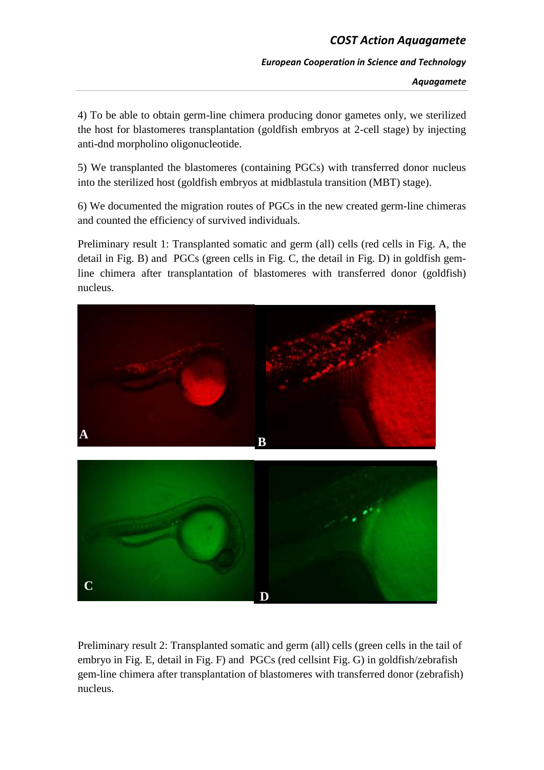4) To be able to obtain germ-line chimera producing donor gametes only, we sterilized the host for blastomeres transplantation (goldfish embryos at 2-cell stage) by injecting anti-dnd morpholino oligonucleotide.

5) We transplanted the blastomeres (containing PGCs) with transferred donor nucleus into the sterilized host (goldfish embryos at midblastula transition (MBT) stage).

6) We documented the migration routes of PGCs in the new created germ-line chimeras and counted the efficiency of survived individuals.

Preliminary result 1: Transplanted somatic and germ (all) cells (red cells in Fig. A, the detail in Fig. B) and PGCs (green cells in Fig. C, the detail in Fig. D) in goldfish gem-line chimera after transplantation of blastomeres with transferred donor (goldfish) nucleus.

Preliminary result 2: Transplanted somatic and germ (all) cells (green cells in the tail of embryo in Fig. E, detail in Fig. F) and PGCs (red cellsint Fig. G) in goldfish/zebrafish gem-line chimera after transplantation of blastomeres with transferred donor (zebrafish) nucleus.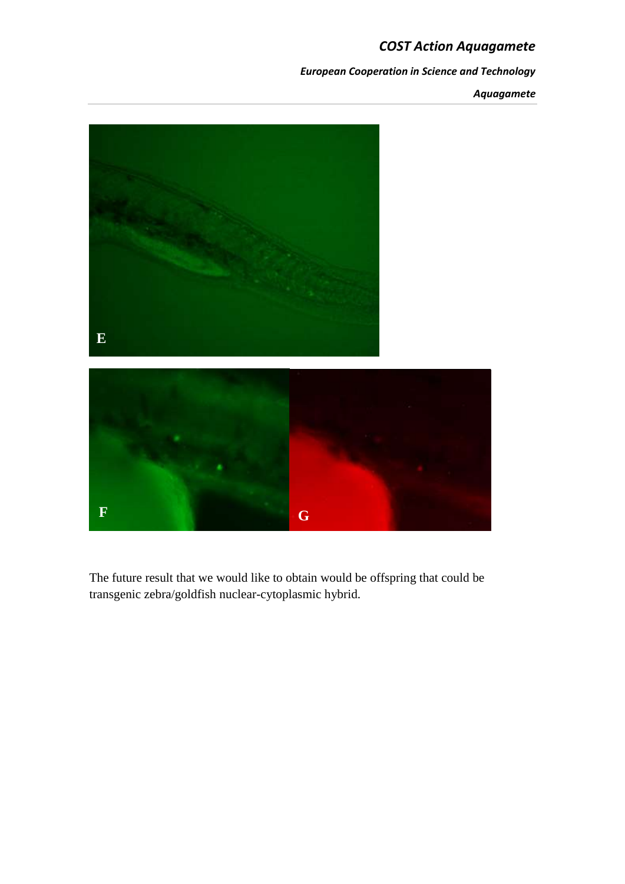E

F

G

The future result that we would like to obtain would be offspring that could be transgenic zebra/goldfish nuclear-cytoplasmic hybrid.